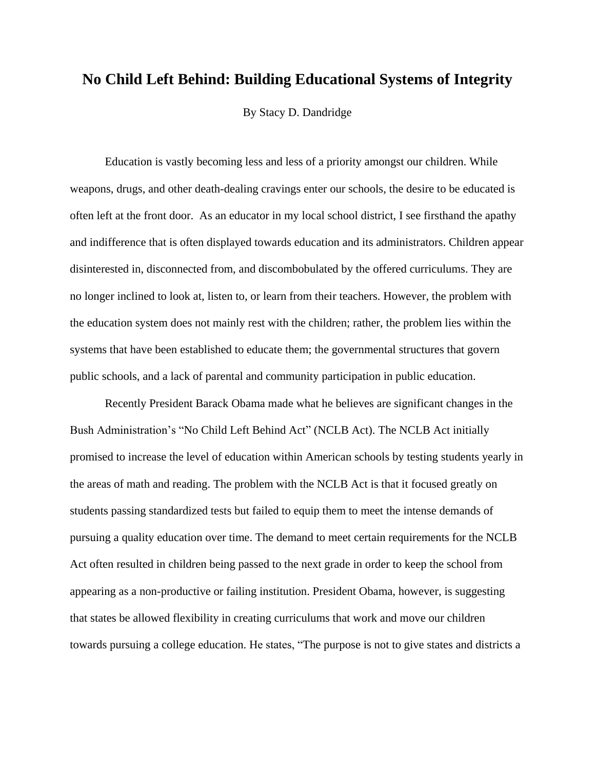# No Child Left Behind: Building Educational Systems of Integrity

By Stacy D. Dandridge

Education is vastly becoming less and less of a priority amongst our children. While weapons, drugs, and other death-dealing cravings enter our schools, the desire to be educated is often left at the front door. As an educator in my local school district, I see firsthand the apathy and indifference that is often displayed towards education and its administrators. Children appear disinterested in, disconnected from, and discombobulated by the offered curriculums. They are no longer inclined to look at, listen to, or learn from their teachers. However, the problem with the education system does not mainly rest with the children; rather, the problem lies within the systems that have been established to educate them; the governmental structures that govern public schools, and a lack of parental and community participation in public education.

Recently President Barack Obama made what he believes are significant changes in the Bush Administration's "No Child Left Behind Act" (NCLB Act). The NCLB Act initially promised to increase the level of education within American schools by testing students yearly in the areas of math and reading. The problem with the NCLB Act is that it focused greatly on students passing standardized tests but failed to equip them to meet the intense demands of pursuing a quality education over time. The demand to meet certain requirements for the NCLB Act often resulted in children being passed to the next grade in order to keep the school from appearing as a non-productive or failing institution. President Obama, however, is suggesting that states be allowed flexibility in creating curriculums that work and move our children towards pursuing a college education. He states, "The purpose is not to give states and districts a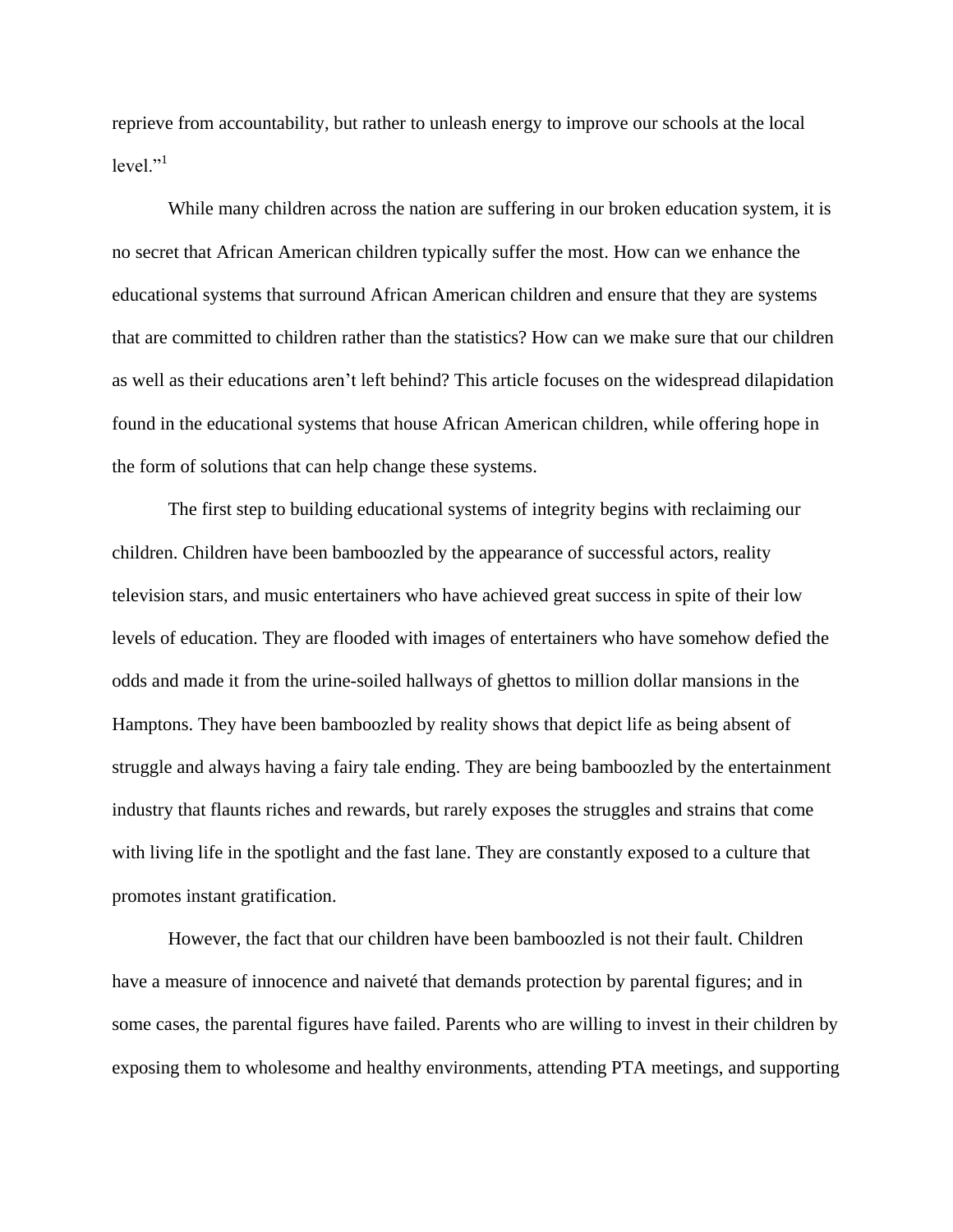reprieve from accountability, but rather to unleash energy to improve our schools at the local level."[1]

While many children across the nation are suffering in our broken education system, it is no secret that African American children typically suffer the most. How can we enhance the educational systems that surround African American children and ensure that they are systems that are committed to children rather than the statistics? How can we make sure that our children as well as their educations aren't left behind? This article focuses on the widespread dilapidation found in the educational systems that house African American children, while offering hope in the form of solutions that can help change these systems.

The first step to building educational systems of integrity begins with reclaiming our children. Children have been bamboozled by the appearance of successful actors, reality television stars, and music entertainers who have achieved great success in spite of their low levels of education. They are flooded with images of entertainers who have somehow defied the odds and made it from the urine-soiled hallways of ghettos to million dollar mansions in the Hamptons. They have been bamboozled by reality shows that depict life as being absent of struggle and always having a fairy tale ending. They are being bamboozled by the entertainment industry that flaunts riches and rewards, but rarely exposes the struggles and strains that come with living life in the spotlight and the fast lane. They are constantly exposed to a culture that promotes instant gratification.

However, the fact that our children have been bamboozled is not their fault. Children have a measure of innocence and naiveté that demands protection by parental figures; and in some cases, the parental figures have failed. Parents who are willing to invest in their children by exposing them to wholesome and healthy environments, attending PTA meetings, and supporting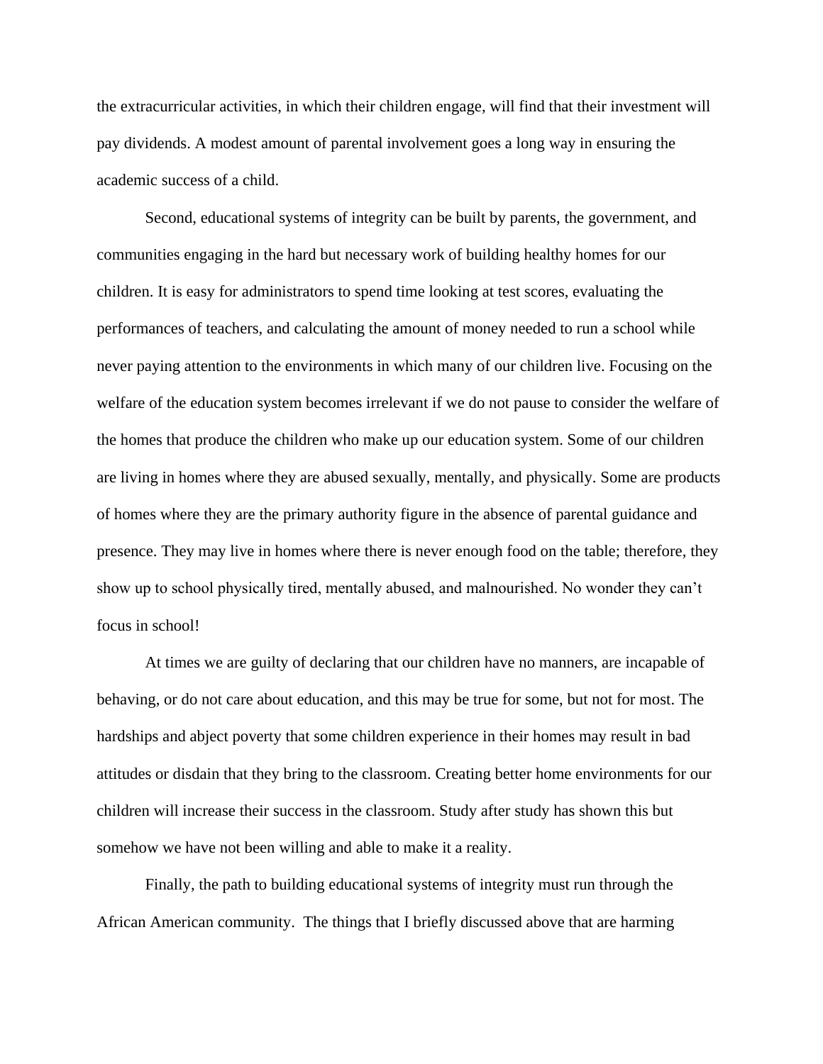the extracurricular activities, in which their children engage, will find that their investment will pay dividends. A modest amount of parental involvement goes a long way in ensuring the academic success of a child.

Second, educational systems of integrity can be built by parents, the government, and communities engaging in the hard but necessary work of building healthy homes for our children. It is easy for administrators to spend time looking at test scores, evaluating the performances of teachers, and calculating the amount of money needed to run a school while never paying attention to the environments in which many of our children live. Focusing on the welfare of the education system becomes irrelevant if we do not pause to consider the welfare of the homes that produce the children who make up our education system. Some of our children are living in homes where they are abused sexually, mentally, and physically. Some are products of homes where they are the primary authority figure in the absence of parental guidance and presence. They may live in homes where there is never enough food on the table; therefore, they show up to school physically tired, mentally abused, and malnourished. No wonder they can't focus in school!

At times we are guilty of declaring that our children have no manners, are incapable of behaving, or do not care about education, and this may be true for some, but not for most. The hardships and abject poverty that some children experience in their homes may result in bad attitudes or disdain that they bring to the classroom. Creating better home environments for our children will increase their success in the classroom. Study after study has shown this but somehow we have not been willing and able to make it a reality.

Finally, the path to building educational systems of integrity must run through the African American community. The things that I briefly discussed above that are harming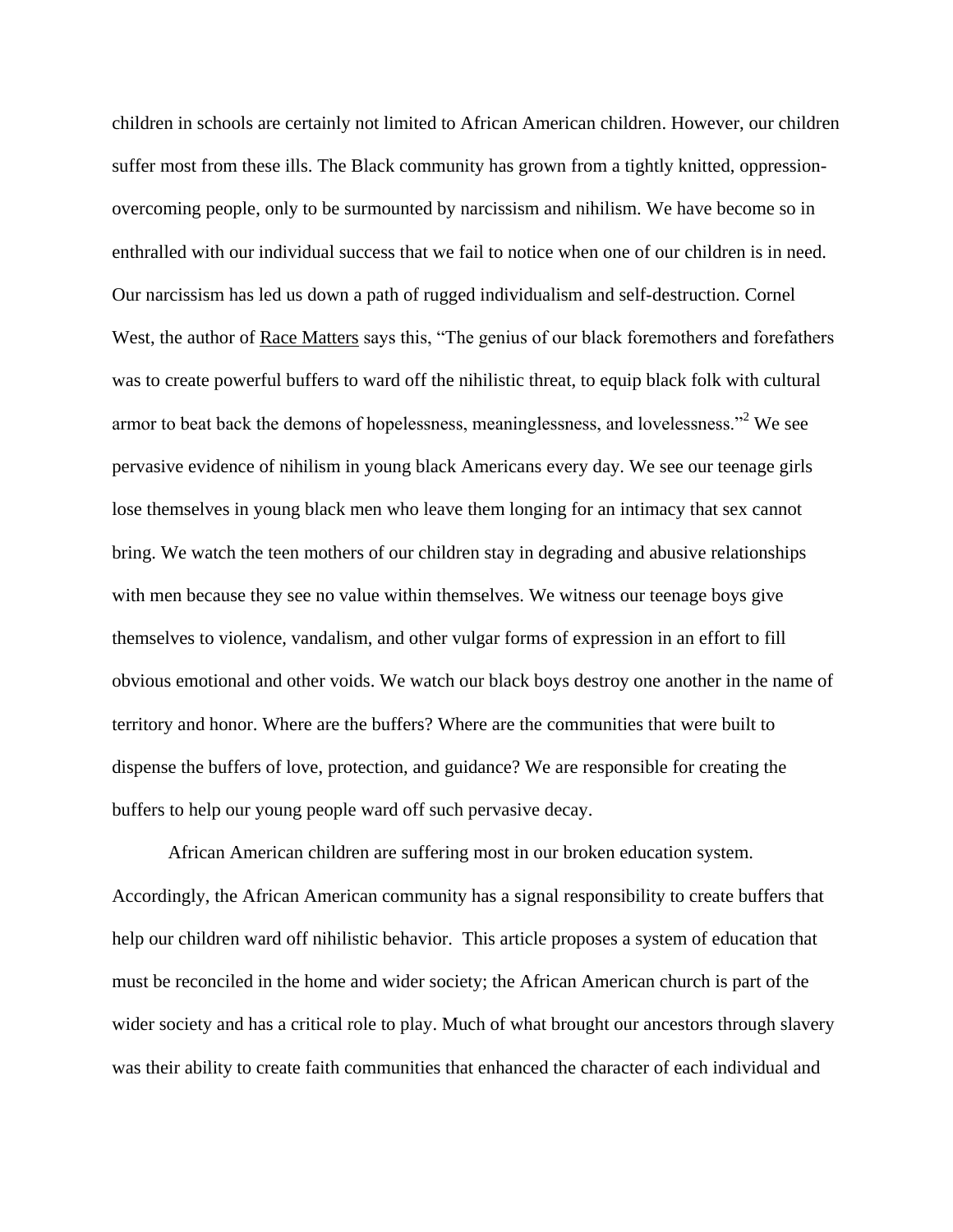children in schools are certainly not limited to African American children. However, our children suffer most from these ills. The Black community has grown from a tightly knitted, oppression-overcoming people, only to be surmounted by narcissism and nihilism. We have become so in enthralled with our individual success that we fail to notice when one of our children is in need. Our narcissism has led us down a path of rugged individualism and self-destruction. Cornel West, the author of Race Matters says this, "The genius of our black foremothers and forefathers was to create powerful buffers to ward off the nihilistic threat, to equip black folk with cultural armor to beat back the demons of hopelessness, meaninglessness, and lovelessness."[2] We see pervasive evidence of nihilism in young black Americans every day. We see our teenage girls lose themselves in young black men who leave them longing for an intimacy that sex cannot bring. We watch the teen mothers of our children stay in degrading and abusive relationships with men because they see no value within themselves. We witness our teenage boys give themselves to violence, vandalism, and other vulgar forms of expression in an effort to fill obvious emotional and other voids. We watch our black boys destroy one another in the name of territory and honor. Where are the buffers? Where are the communities that were built to dispense the buffers of love, protection, and guidance? We are responsible for creating the buffers to help our young people ward off such pervasive decay.

African American children are suffering most in our broken education system. Accordingly, the African American community has a signal responsibility to create buffers that help our children ward off nihilistic behavior. This article proposes a system of education that must be reconciled in the home and wider society; the African American church is part of the wider society and has a critical role to play. Much of what brought our ancestors through slavery was their ability to create faith communities that enhanced the character of each individual and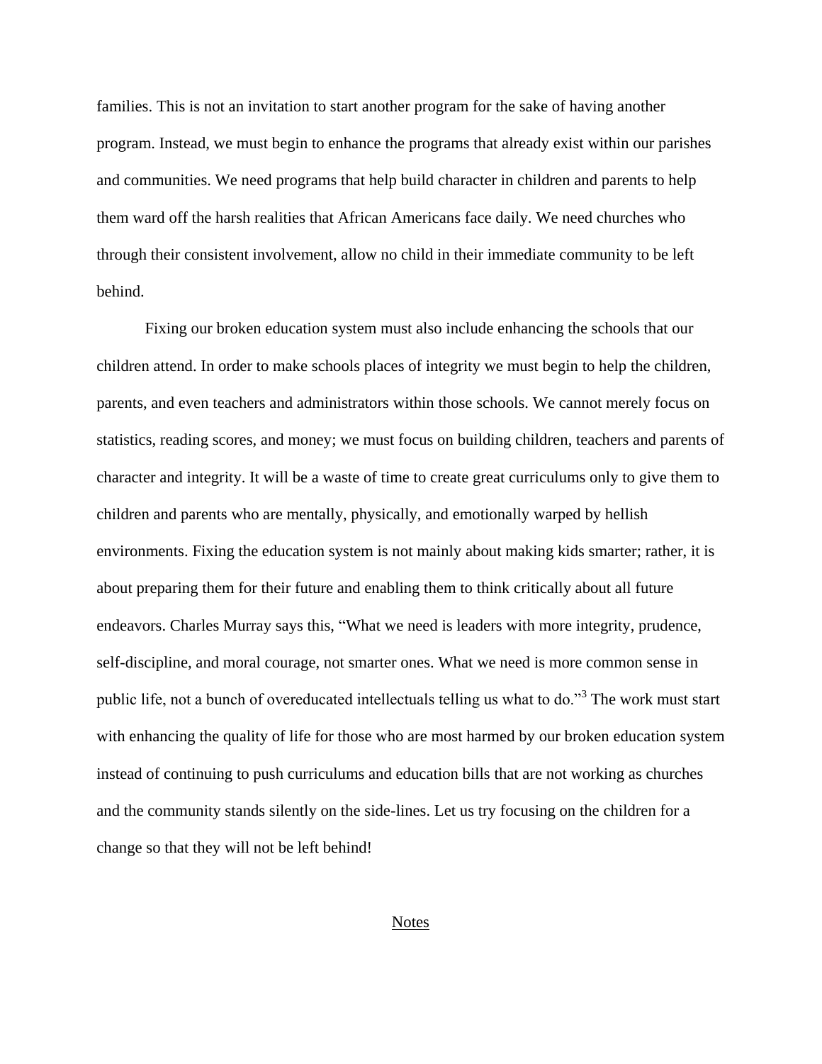families. This is not an invitation to start another program for the sake of having another program. Instead, we must begin to enhance the programs that already exist within our parishes and communities. We need programs that help build character in children and parents to help them ward off the harsh realities that African Americans face daily. We need churches who through their consistent involvement, allow no child in their immediate community to be left behind.

Fixing our broken education system must also include enhancing the schools that our children attend. In order to make schools places of integrity we must begin to help the children, parents, and even teachers and administrators within those schools. We cannot merely focus on statistics, reading scores, and money; we must focus on building children, teachers and parents of character and integrity. It will be a waste of time to create great curriculums only to give them to children and parents who are mentally, physically, and emotionally warped by hellish environments. Fixing the education system is not mainly about making kids smarter; rather, it is about preparing them for their future and enabling them to think critically about all future endeavors. Charles Murray says this, "What we need is leaders with more integrity, prudence, self-discipline, and moral courage, not smarter ones. What we need is more common sense in public life, not a bunch of overeducated intellectuals telling us what to do."[3] The work must start with enhancing the quality of life for those who are most harmed by our broken education system instead of continuing to push curriculums and education bills that are not working as churches and the community stands silently on the side-lines. Let us try focusing on the children for a change so that they will not be left behind!

## Notes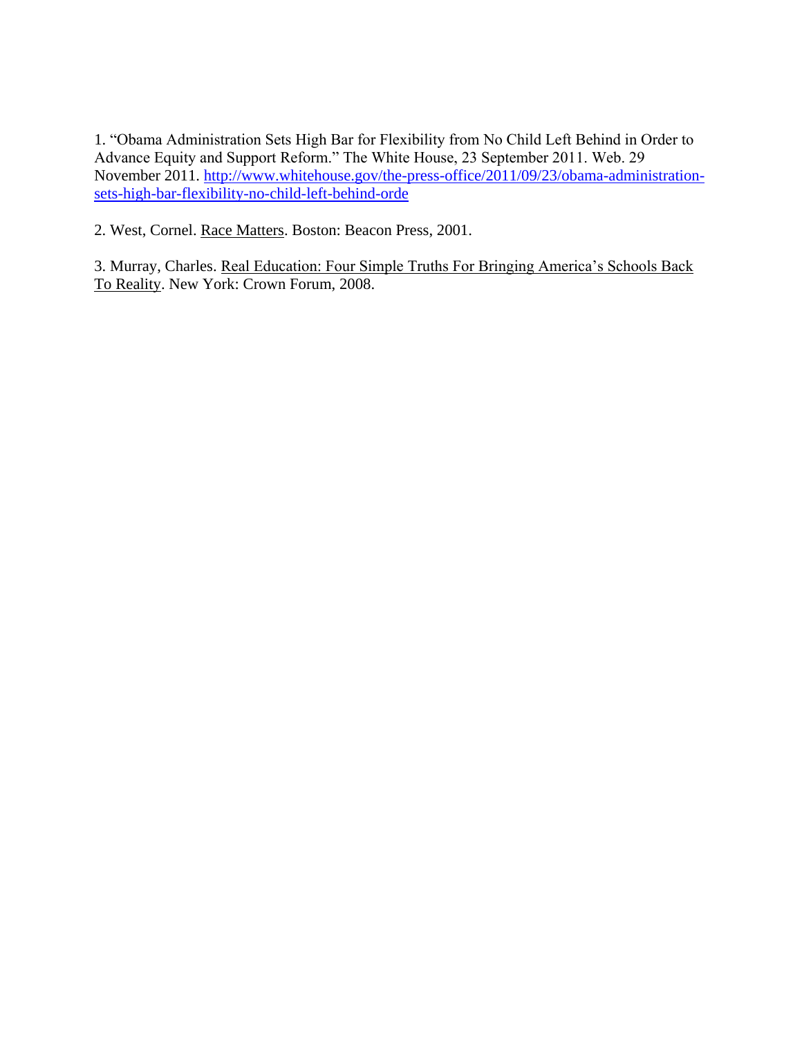1. "Obama Administration Sets High Bar for Flexibility from No Child Left Behind in Order to Advance Equity and Support Reform." The White House, 23 September 2011. Web. 29 November 2011. http://www.whitehouse.gov/the-press-office/2011/09/23/obama-administration-sets-high-bar-flexibility-no-child-left-behind-orde

2. West, Cornel. Race Matters. Boston: Beacon Press, 2001.

3. Murray, Charles. Real Education: Four Simple Truths For Bringing America's Schools Back To Reality. New York: Crown Forum, 2008.